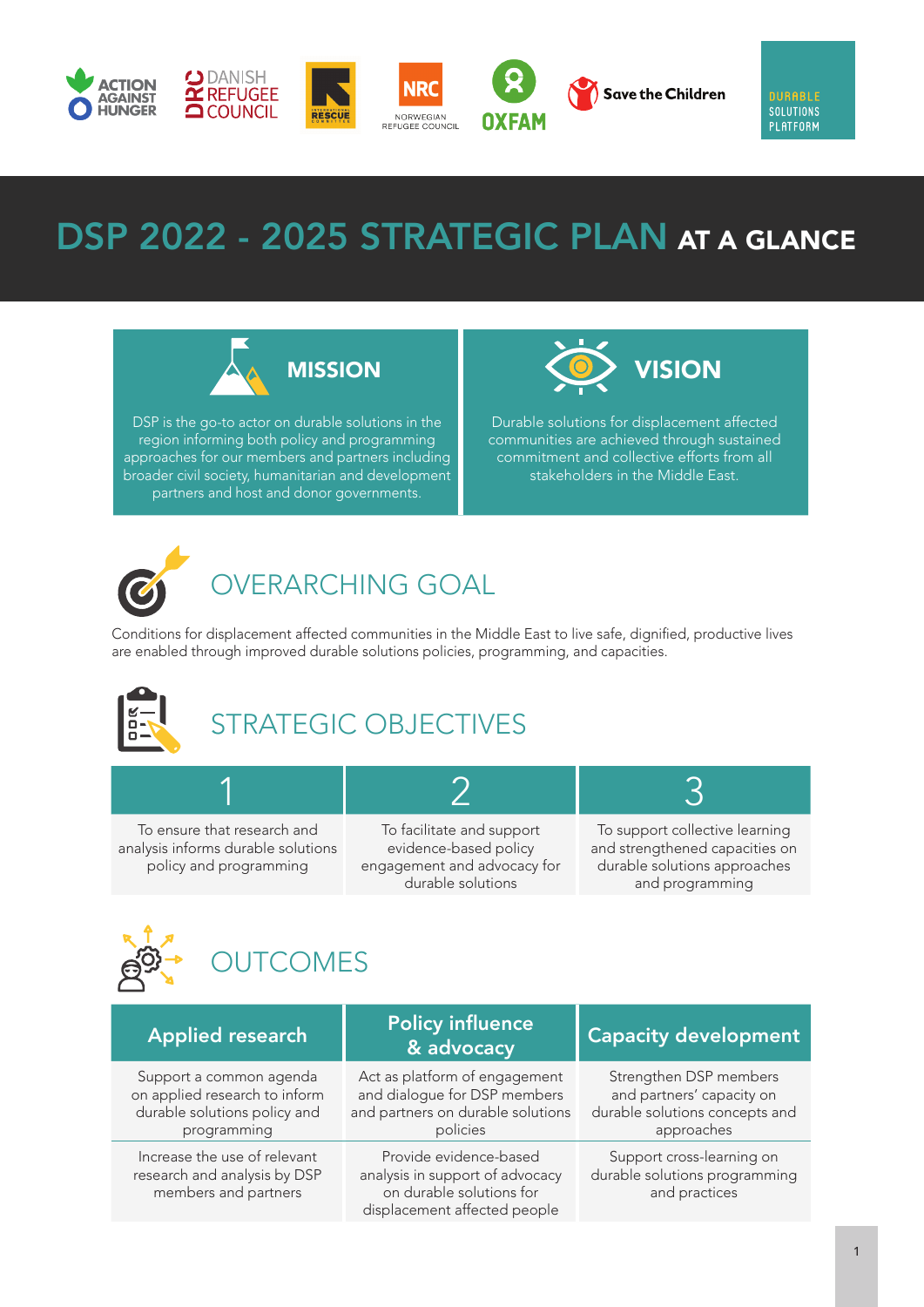# DSP 2022 - 2025 STRATEGIC PLAN AT A GLANCE

## MISSION

DSP is the go-to actor on durable solutions in the region informing both policy and programming approaches for our members and partners including broader civil society, humanitarian and development partners and host and donor governments.

## VISION

Durable solutions for displacement affected communities are achieved through sustained commitment and collective efforts from all stakeholders in the Middle East.

## OVERARCHING GOAL

Conditions for displacement affected communities in the Middle East to live safe, dignified, productive lives are enabled through improved durable solutions policies, programming, and capacities.

## STRATEGIC OBJECTIVES

| 1 | 2 | 3 |
|---|---|---|
| To ensure that research and analysis informs durable solutions policy and programming | To facilitate and support evidence-based policy engagement and advocacy for durable solutions | To support collective learning and strengthened capacities on durable solutions approaches and programming |

## OUTCOMES

| Applied research | Policy influence & advocacy | Capacity development |
|---|---|---|
| Support a common agenda on applied research to inform durable solutions policy and programming | Act as platform of engagement and dialogue for DSP members and partners on durable solutions policies | Strengthen DSP members and partners' capacity on durable solutions concepts and approaches |
| Increase the use of relevant research and analysis by DSP members and partners | Provide evidence-based analysis in support of advocacy on durable solutions for displacement affected people | Support cross-learning on durable solutions programming and practices |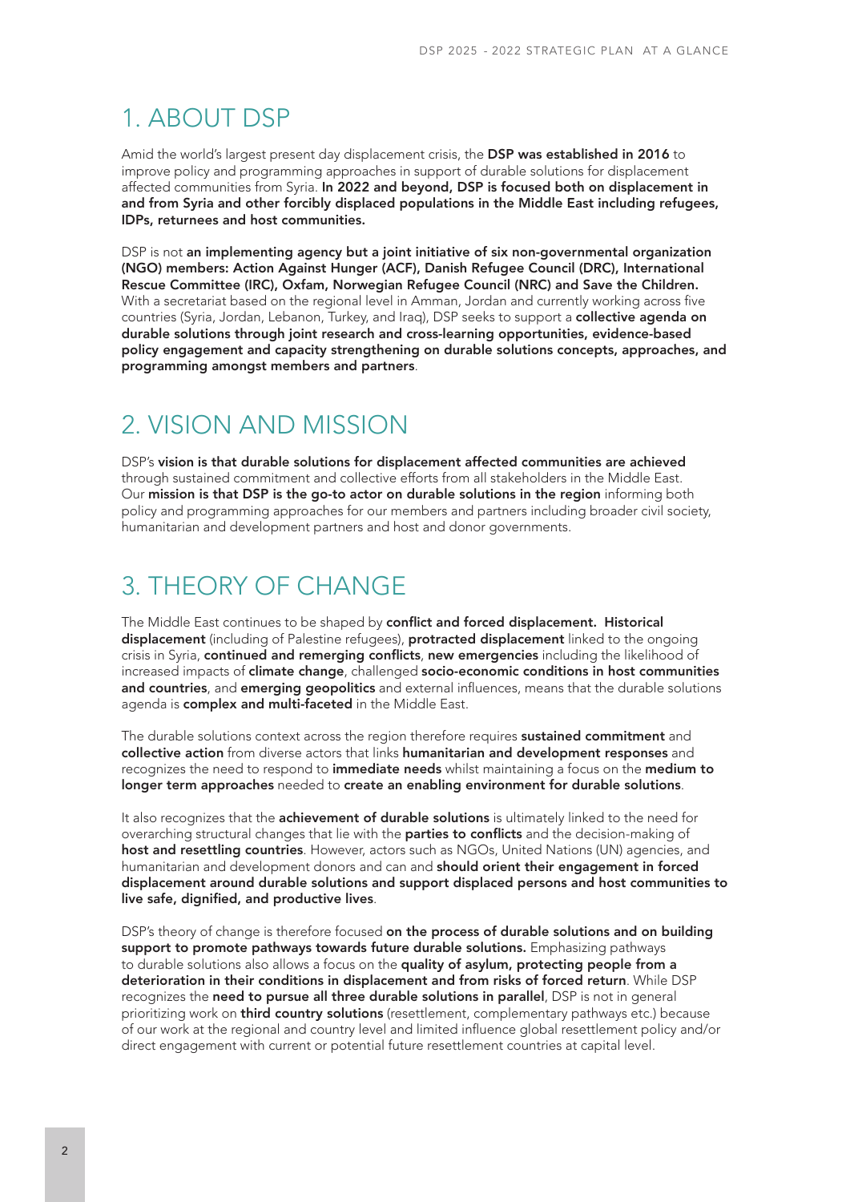## 1. ABOUT DSP

Amid the world's largest present day displacement crisis, the **DSP was established in 2016** to improve policy and programming approaches in support of durable solutions for displacement affected communities from Syria. **In 2022 and beyond, DSP is focused both on displacement in and from Syria and other forcibly displaced populations in the Middle East including refugees, IDPs, returnees and host communities.**

DSP is not **an implementing agency but a joint initiative of six non-governmental organization (NGO) members: Action Against Hunger (ACF), Danish Refugee Council (DRC), International Rescue Committee (IRC), Oxfam, Norwegian Refugee Council (NRC) and Save the Children.** With a secretariat based on the regional level in Amman, Jordan and currently working across five countries (Syria, Jordan, Lebanon, Turkey, and Iraq), DSP seeks to support a **collective agenda on durable solutions through joint research and cross-learning opportunities, evidence-based policy engagement and capacity strengthening on durable solutions concepts, approaches, and programming amongst members and partners**.

## 2. VISION AND MISSION

DSP's **vision is that durable solutions for displacement affected communities are achieved** through sustained commitment and collective efforts from all stakeholders in the Middle East. Our **mission is that DSP is the go-to actor on durable solutions in the region** informing both policy and programming approaches for our members and partners including broader civil society, humanitarian and development partners and host and donor governments.

## 3. THEORY OF CHANGE

The Middle East continues to be shaped by **conflict and forced displacement. Historical displacement** (including of Palestine refugees), **protracted displacement** linked to the ongoing crisis in Syria, **continued and remerging conflicts**, **new emergencies** including the likelihood of increased impacts of **climate change**, challenged **socio-economic conditions in host communities and countries**, and **emerging geopolitics** and external influences, means that the durable solutions agenda is **complex and multi-faceted** in the Middle East.

The durable solutions context across the region therefore requires **sustained commitment** and **collective action** from diverse actors that links **humanitarian and development responses** and recognizes the need to respond to **immediate needs** whilst maintaining a focus on the **medium to longer term approaches** needed to **create an enabling environment for durable solutions**.

It also recognizes that the **achievement of durable solutions** is ultimately linked to the need for overarching structural changes that lie with the **parties to conflicts** and the decision-making of **host and resettling countries**. However, actors such as NGOs, United Nations (UN) agencies, and humanitarian and development donors and can and **should orient their engagement in forced displacement around durable solutions and support displaced persons and host communities to live safe, dignified, and productive lives**.

DSP's theory of change is therefore focused **on the process of durable solutions and on building support to promote pathways towards future durable solutions.** Emphasizing pathways to durable solutions also allows a focus on the **quality of asylum, protecting people from a deterioration in their conditions in displacement and from risks of forced return**. While DSP recognizes the **need to pursue all three durable solutions in parallel**, DSP is not in general prioritizing work on **third country solutions** (resettlement, complementary pathways etc.) because of our work at the regional and country level and limited influence global resettlement policy and/or direct engagement with current or potential future resettlement countries at capital level.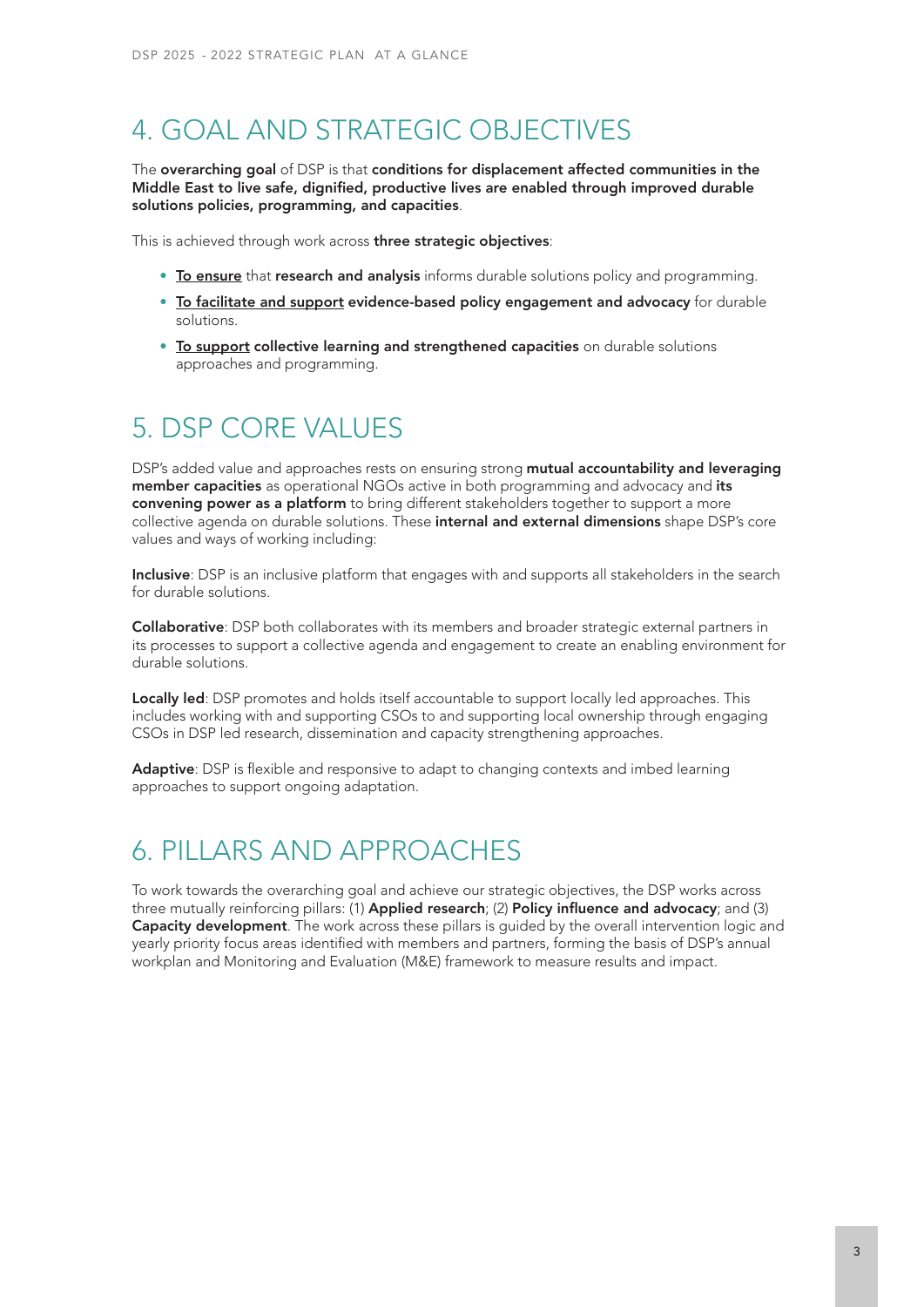## 4. GOAL AND STRATEGIC OBJECTIVES

The **overarching goal** of DSP is that **conditions for displacement affected communities in the Middle East to live safe, dignified, productive lives are enabled through improved durable solutions policies, programming, and capacities**.

This is achieved through work across **three strategic objectives**:

- **To ensure** that **research and analysis** informs durable solutions policy and programming.
- **To facilitate and support** **evidence-based policy engagement and advocacy** for durable solutions.
- **To support** **collective learning and strengthened capacities** on durable solutions approaches and programming.

## 5. DSP CORE VALUES

DSP's added value and approaches rests on ensuring strong **mutual accountability and leveraging member capacities** as operational NGOs active in both programming and advocacy and **its convening power as a platform** to bring different stakeholders together to support a more collective agenda on durable solutions. These **internal and external dimensions** shape DSP's core values and ways of working including:

**Inclusive**: DSP is an inclusive platform that engages with and supports all stakeholders in the search for durable solutions.

**Collaborative**: DSP both collaborates with its members and broader strategic external partners in its processes to support a collective agenda and engagement to create an enabling environment for durable solutions.

**Locally led**: DSP promotes and holds itself accountable to support locally led approaches. This includes working with and supporting CSOs to and supporting local ownership through engaging CSOs in DSP led research, dissemination and capacity strengthening approaches.

**Adaptive**: DSP is flexible and responsive to adapt to changing contexts and imbed learning approaches to support ongoing adaptation.

## 6. PILLARS AND APPROACHES

To work towards the overarching goal and achieve our strategic objectives, the DSP works across three mutually reinforcing pillars: (1) **Applied research**; (2) **Policy influence and advocacy**; and (3) **Capacity development**. The work across these pillars is guided by the overall intervention logic and yearly priority focus areas identified with members and partners, forming the basis of DSP's annual workplan and Monitoring and Evaluation (M&E) framework to measure results and impact.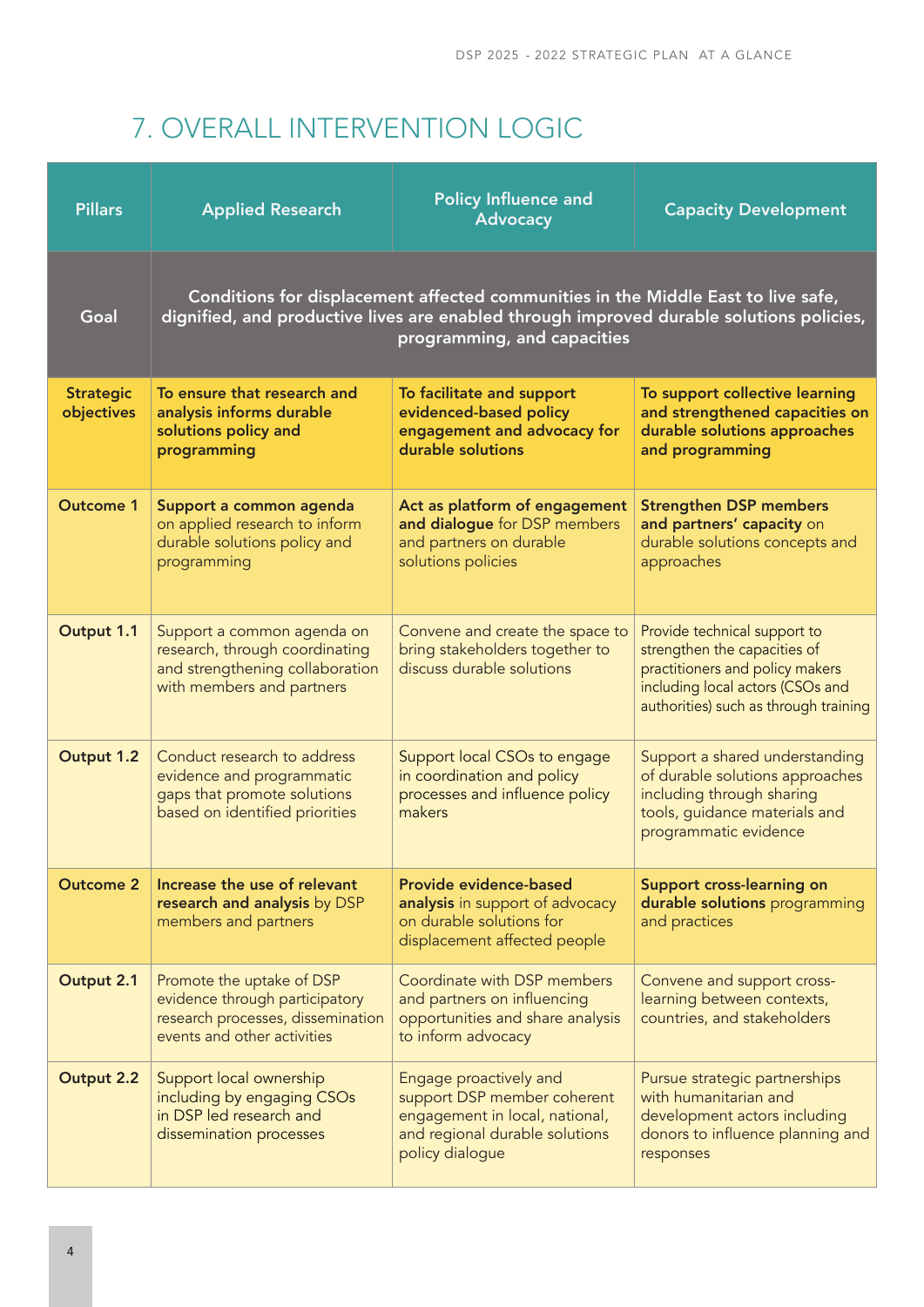# 7. OVERALL INTERVENTION LOGIC

| Pillars | Applied Research | Policy Influence and Advocacy | Capacity Development |
|---|---|---|---|
| **Goal** | **Conditions for displacement affected communities in the Middle East to live safe, dignified, and productive lives are enabled through improved durable solutions policies, programming, and capacities** | | |
| **Strategic objectives** | **To ensure that research and analysis informs durable solutions policy and programming** | **To facilitate and support evidenced-based policy engagement and advocacy for durable solutions** | **To support collective learning and strengthened capacities on durable solutions approaches and programming** |
| **Outcome 1** | **Support a common agenda** on applied research to inform durable solutions policy and programming | **Act as platform of engagement and dialogue** for DSP members and partners on durable solutions policies | **Strengthen DSP members and partners' capacity** on durable solutions concepts and approaches |
| **Output 1.1** | Support a common agenda on research, through coordinating and strengthening collaboration with members and partners | Convene and create the space to bring stakeholders together to discuss durable solutions | Provide technical support to strengthen the capacities of practitioners and policy makers including local actors (CSOs and authorities) such as through training |
| **Output 1.2** | Conduct research to address evidence and programmatic gaps that promote solutions based on identified priorities | Support local CSOs to engage in coordination and policy processes and influence policy makers | Support a shared understanding of durable solutions approaches including through sharing tools, guidance materials and programmatic evidence |
| **Outcome 2** | **Increase the use of relevant research and analysis** by DSP members and partners | **Provide evidence-based analysis** in support of advocacy on durable solutions for displacement affected people | **Support cross-learning on durable solutions** programming and practices |
| **Output 2.1** | Promote the uptake of DSP evidence through participatory research processes, dissemination events and other activities | Coordinate with DSP members and partners on influencing opportunities and share analysis to inform advocacy | Convene and support cross-learning between contexts, countries, and stakeholders |
| **Output 2.2** | Support local ownership including by engaging CSOs in DSP led research and dissemination processes | Engage proactively and support DSP member coherent engagement in local, national, and regional durable solutions policy dialogue | Pursue strategic partnerships with humanitarian and development actors including donors to influence planning and responses |